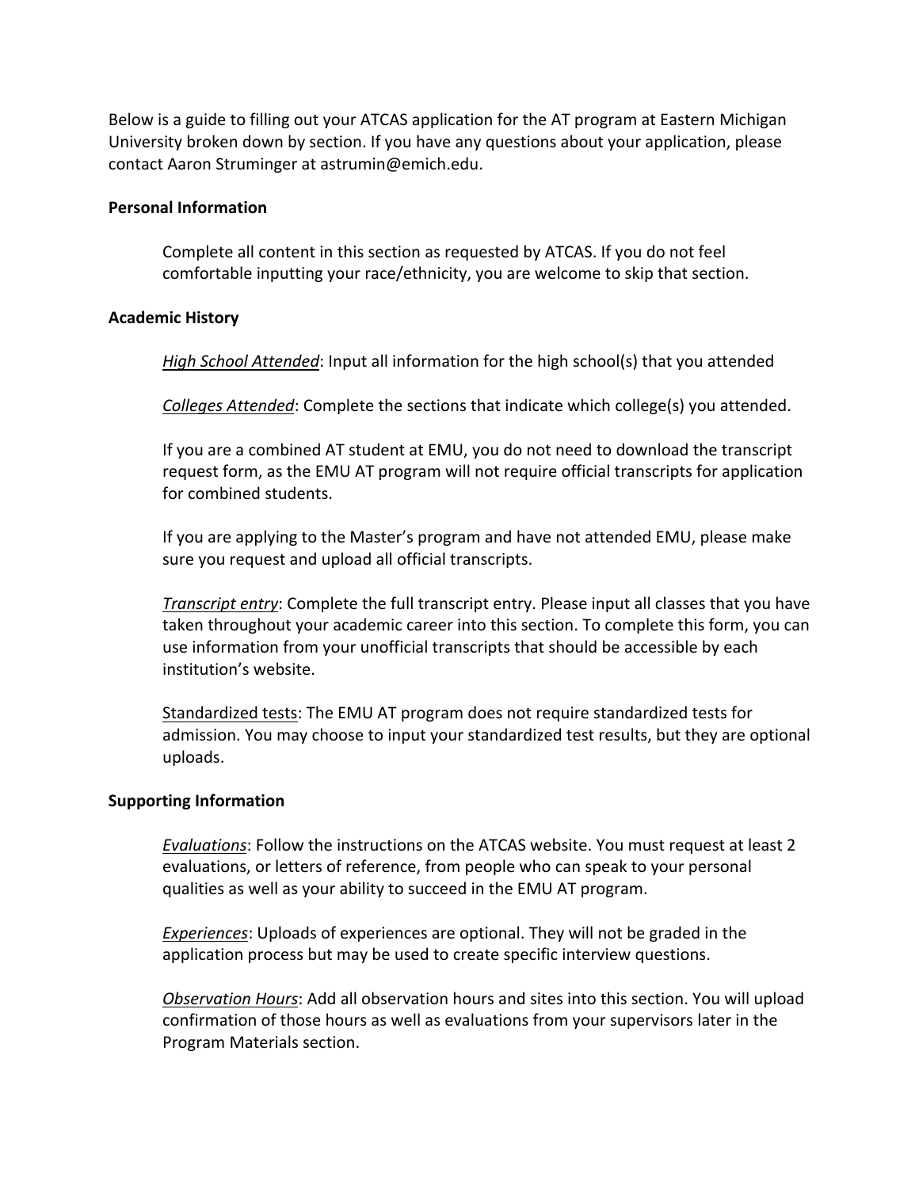Below is a guide to filling out your ATCAS application for the AT program at Eastern Michigan University broken down by section. If you have any questions about your application, please contact Aaron Struminger at astrumin@emich.edu.

**Personal Information**

Complete all content in this section as requested by ATCAS. If you do not feel comfortable inputting your race/ethnicity, you are welcome to skip that section.

**Academic History**

*High School Attended*: Input all information for the high school(s) that you attended

*Colleges Attended*: Complete the sections that indicate which college(s) you attended.

If you are a combined AT student at EMU, you do not need to download the transcript request form, as the EMU AT program will not require official transcripts for application for combined students.

If you are applying to the Master's program and have not attended EMU, please make sure you request and upload all official transcripts.

*Transcript entry*: Complete the full transcript entry. Please input all classes that you have taken throughout your academic career into this section. To complete this form, you can use information from your unofficial transcripts that should be accessible by each institution's website.

Standardized tests: The EMU AT program does not require standardized tests for admission. You may choose to input your standardized test results, but they are optional uploads.

**Supporting Information**

*Evaluations*: Follow the instructions on the ATCAS website. You must request at least 2 evaluations, or letters of reference, from people who can speak to your personal qualities as well as your ability to succeed in the EMU AT program.

*Experiences*: Uploads of experiences are optional. They will not be graded in the application process but may be used to create specific interview questions.

*Observation Hours*: Add all observation hours and sites into this section. You will upload confirmation of those hours as well as evaluations from your supervisors later in the Program Materials section.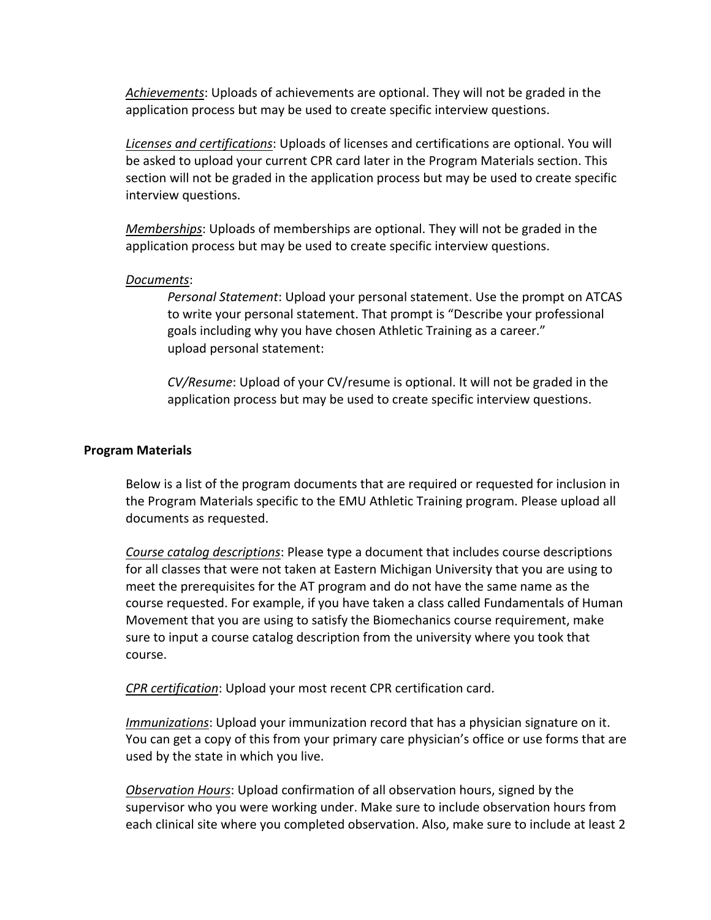*Achievements*: Uploads of achievements are optional. They will not be graded in the application process but may be used to create specific interview questions.

*Licenses and certifications*: Uploads of licenses and certifications are optional. You will be asked to upload your current CPR card later in the Program Materials section. This section will not be graded in the application process but may be used to create specific interview questions.

*Memberships*: Uploads of memberships are optional. They will not be graded in the application process but may be used to create specific interview questions.

*Documents*:

> *Personal Statement*: Upload your personal statement. Use the prompt on ATCAS to write your personal statement. That prompt is "Describe your professional goals including why you have chosen Athletic Training as a career."
> upload personal statement:
>
> *CV/Resume*: Upload of your CV/resume is optional. It will not be graded in the application process but may be used to create specific interview questions.

**Program Materials**

Below is a list of the program documents that are required or requested for inclusion in the Program Materials specific to the EMU Athletic Training program. Please upload all documents as requested.

*Course catalog descriptions*: Please type a document that includes course descriptions for all classes that were not taken at Eastern Michigan University that you are using to meet the prerequisites for the AT program and do not have the same name as the course requested. For example, if you have taken a class called Fundamentals of Human Movement that you are using to satisfy the Biomechanics course requirement, make sure to input a course catalog description from the university where you took that course.

*CPR certification*: Upload your most recent CPR certification card.

*Immunizations*: Upload your immunization record that has a physician signature on it. You can get a copy of this from your primary care physician's office or use forms that are used by the state in which you live.

*Observation Hours*: Upload confirmation of all observation hours, signed by the supervisor who you were working under. Make sure to include observation hours from each clinical site where you completed observation. Also, make sure to include at least 2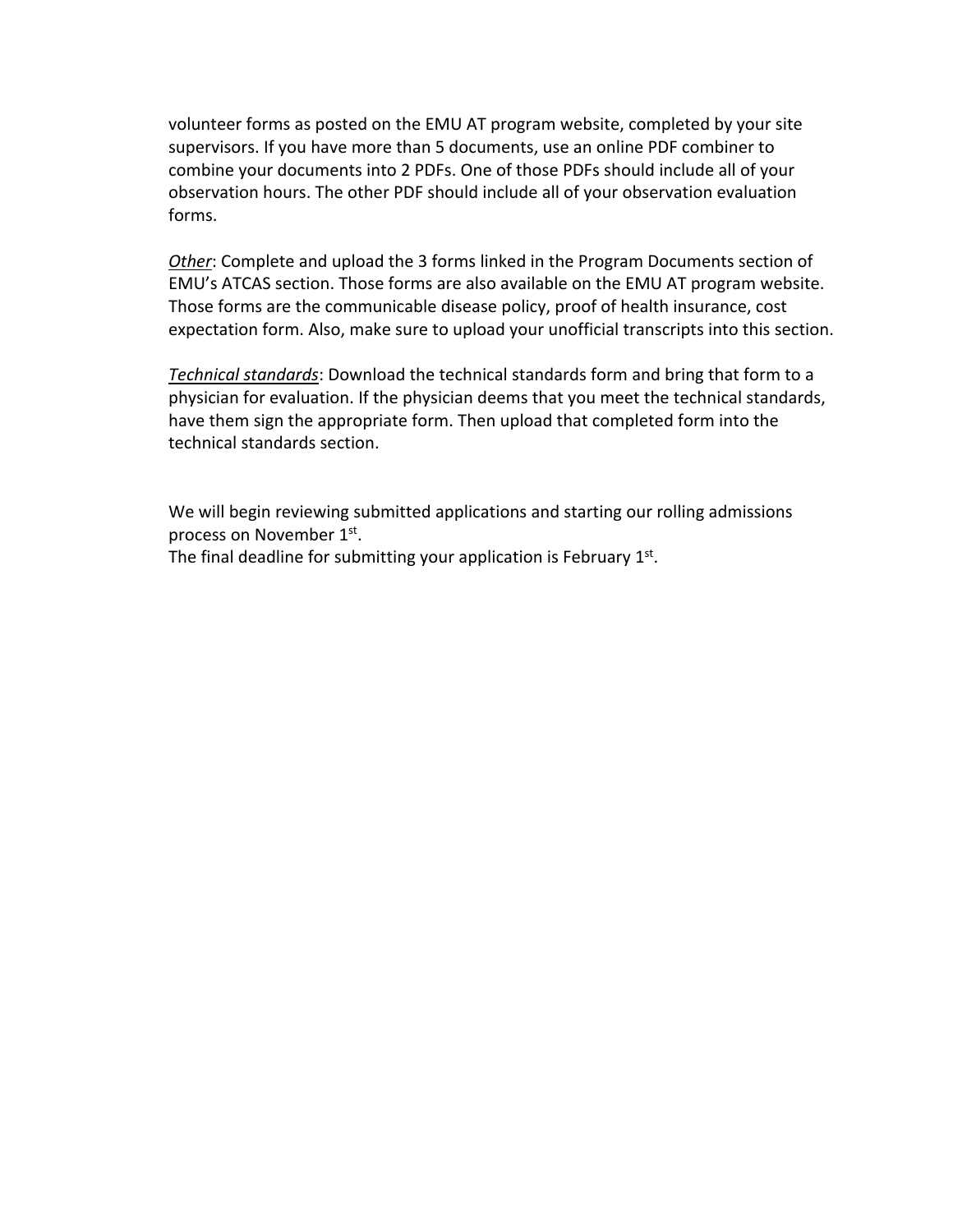volunteer forms as posted on the EMU AT program website, completed by your site supervisors. If you have more than 5 documents, use an online PDF combiner to combine your documents into 2 PDFs. One of those PDFs should include all of your observation hours. The other PDF should include all of your observation evaluation forms.

*Other*: Complete and upload the 3 forms linked in the Program Documents section of EMU's ATCAS section. Those forms are also available on the EMU AT program website. Those forms are the communicable disease policy, proof of health insurance, cost expectation form. Also, make sure to upload your unofficial transcripts into this section.

*Technical standards*: Download the technical standards form and bring that form to a physician for evaluation. If the physician deems that you meet the technical standards, have them sign the appropriate form. Then upload that completed form into the technical standards section.

We will begin reviewing submitted applications and starting our rolling admissions process on November 1st.
The final deadline for submitting your application is February 1st.